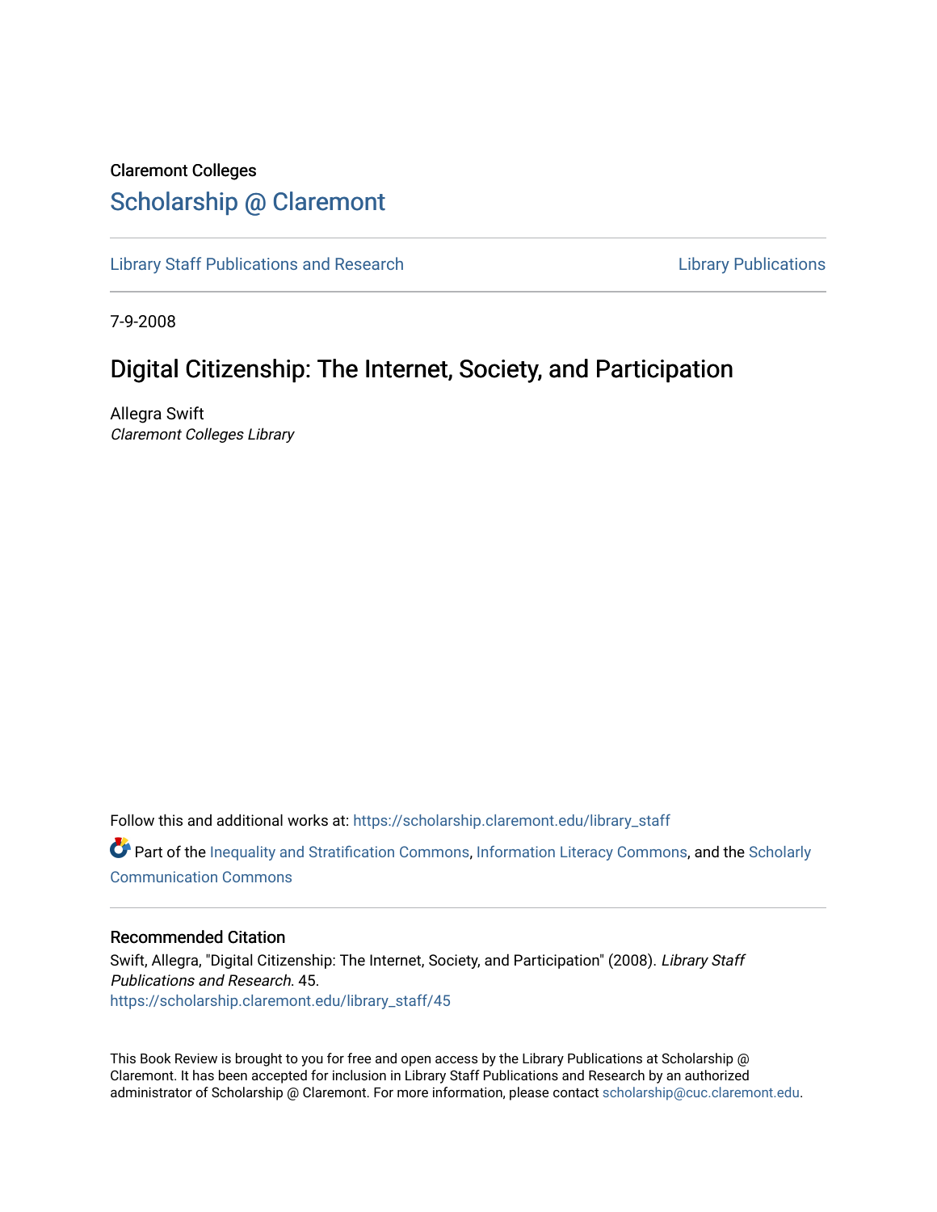Claremont Colleges

# Scholarship @ Claremont

Library Staff Publications and Research

Library Publications

7-9-2008

## Digital Citizenship: The Internet, Society, and Participation

Allegra Swift
*Claremont Colleges Library*

Follow this and additional works at: https://scholarship.claremont.edu/library_staff

Part of the Inequality and Stratification Commons, Information Literacy Commons, and the Scholarly Communication Commons

### Recommended Citation

Swift, Allegra, "Digital Citizenship: The Internet, Society, and Participation" (2008). *Library Staff Publications and Research*. 45.
https://scholarship.claremont.edu/library_staff/45

This Book Review is brought to you for free and open access by the Library Publications at Scholarship @ Claremont. It has been accepted for inclusion in Library Staff Publications and Research by an authorized administrator of Scholarship @ Claremont. For more information, please contact scholarship@cuc.claremont.edu.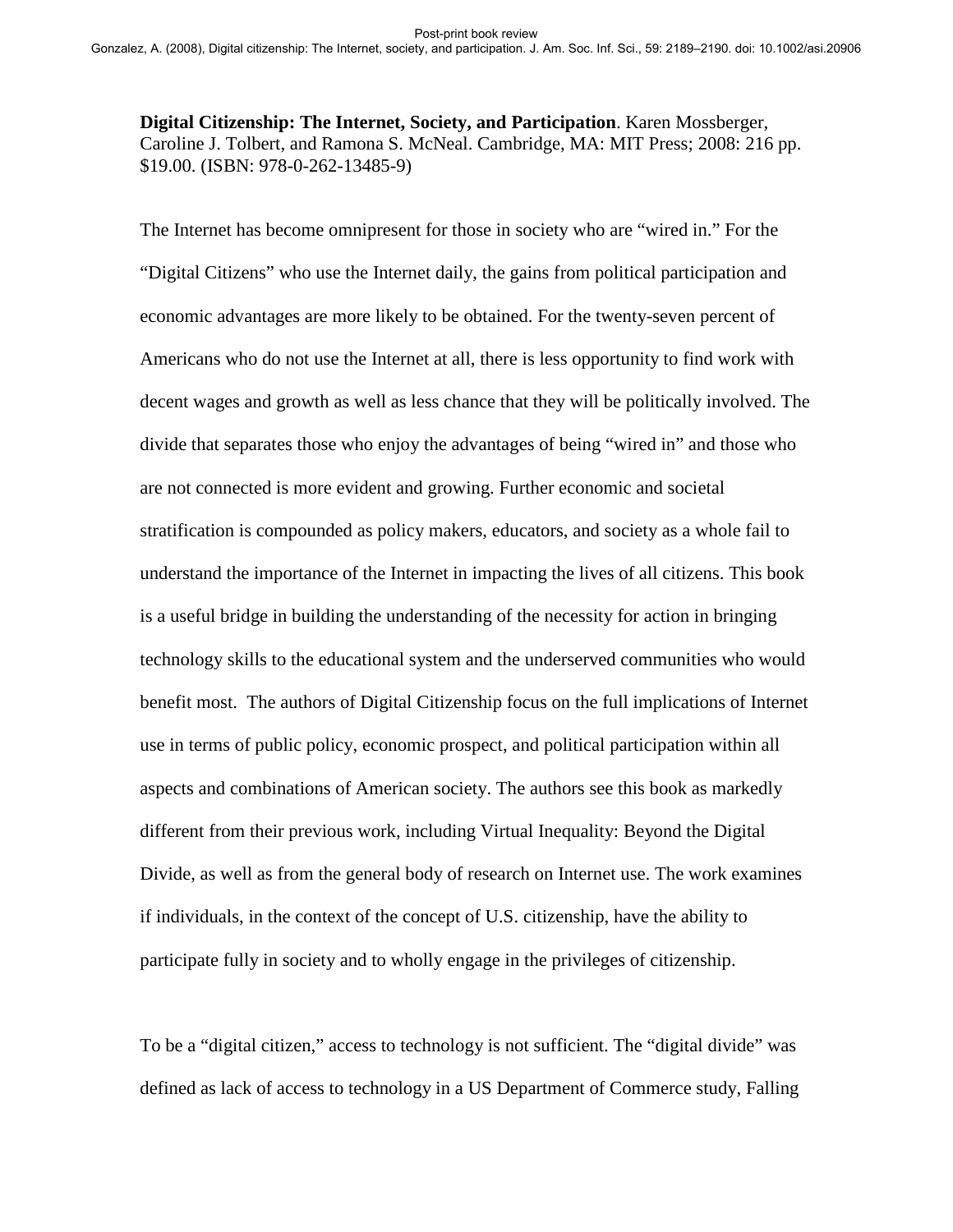**Digital Citizenship: The Internet, Society, and Participation**. Karen Mossberger, Caroline J. Tolbert, and Ramona S. McNeal. Cambridge, MA: MIT Press; 2008: 216 pp. $19.00. (ISBN: 978-0-262-13485-9)

The Internet has become omnipresent for those in society who are "wired in." For the "Digital Citizens" who use the Internet daily, the gains from political participation and economic advantages are more likely to be obtained. For the twenty-seven percent of Americans who do not use the Internet at all, there is less opportunity to find work with decent wages and growth as well as less chance that they will be politically involved. The divide that separates those who enjoy the advantages of being "wired in" and those who are not connected is more evident and growing. Further economic and societal stratification is compounded as policy makers, educators, and society as a whole fail to understand the importance of the Internet in impacting the lives of all citizens. This book is a useful bridge in building the understanding of the necessity for action in bringing technology skills to the educational system and the underserved communities who would benefit most. The authors of Digital Citizenship focus on the full implications of Internet use in terms of public policy, economic prospect, and political participation within all aspects and combinations of American society. The authors see this book as markedly different from their previous work, including Virtual Inequality: Beyond the Digital Divide, as well as from the general body of research on Internet use. The work examines if individuals, in the context of the concept of U.S. citizenship, have the ability to participate fully in society and to wholly engage in the privileges of citizenship.

To be a "digital citizen," access to technology is not sufficient. The "digital divide" was defined as lack of access to technology in a US Department of Commerce study, Falling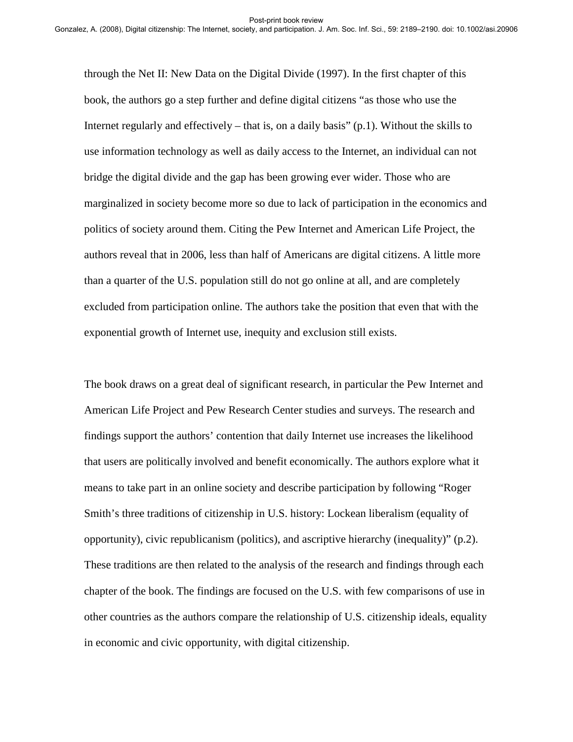through the Net II: New Data on the Digital Divide (1997). In the first chapter of this book, the authors go a step further and define digital citizens "as those who use the Internet regularly and effectively – that is, on a daily basis" (p.1). Without the skills to use information technology as well as daily access to the Internet, an individual can not bridge the digital divide and the gap has been growing ever wider. Those who are marginalized in society become more so due to lack of participation in the economics and politics of society around them. Citing the Pew Internet and American Life Project, the authors reveal that in 2006, less than half of Americans are digital citizens. A little more than a quarter of the U.S. population still do not go online at all, and are completely excluded from participation online. The authors take the position that even that with the exponential growth of Internet use, inequity and exclusion still exists.

The book draws on a great deal of significant research, in particular the Pew Internet and American Life Project and Pew Research Center studies and surveys. The research and findings support the authors' contention that daily Internet use increases the likelihood that users are politically involved and benefit economically. The authors explore what it means to take part in an online society and describe participation by following "Roger Smith's three traditions of citizenship in U.S. history: Lockean liberalism (equality of opportunity), civic republicanism (politics), and ascriptive hierarchy (inequality)" (p.2). These traditions are then related to the analysis of the research and findings through each chapter of the book. The findings are focused on the U.S. with few comparisons of use in other countries as the authors compare the relationship of U.S. citizenship ideals, equality in economic and civic opportunity, with digital citizenship.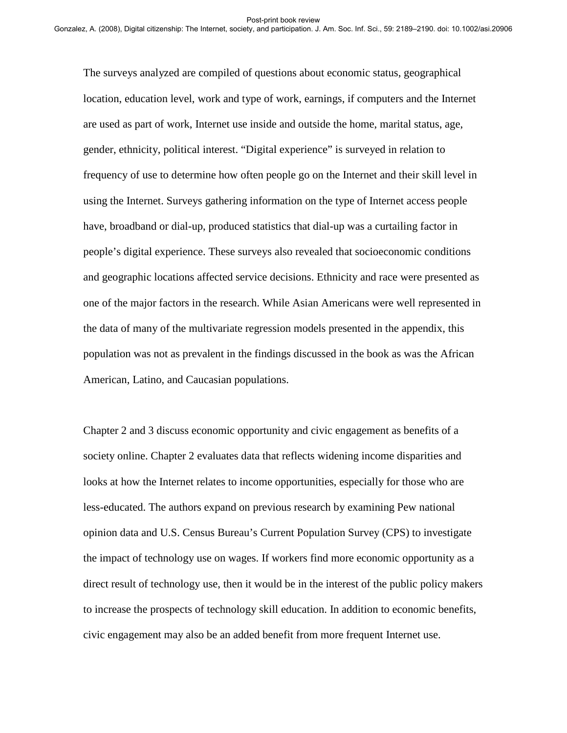The surveys analyzed are compiled of questions about economic status, geographical location, education level, work and type of work, earnings, if computers and the Internet are used as part of work, Internet use inside and outside the home, marital status, age, gender, ethnicity, political interest. “Digital experience” is surveyed in relation to frequency of use to determine how often people go on the Internet and their skill level in using the Internet. Surveys gathering information on the type of Internet access people have, broadband or dial-up, produced statistics that dial-up was a curtailing factor in people’s digital experience. These surveys also revealed that socioeconomic conditions and geographic locations affected service decisions. Ethnicity and race were presented as one of the major factors in the research. While Asian Americans were well represented in the data of many of the multivariate regression models presented in the appendix, this population was not as prevalent in the findings discussed in the book as was the African American, Latino, and Caucasian populations.

Chapter 2 and 3 discuss economic opportunity and civic engagement as benefits of a society online. Chapter 2 evaluates data that reflects widening income disparities and looks at how the Internet relates to income opportunities, especially for those who are less-educated. The authors expand on previous research by examining Pew national opinion data and U.S. Census Bureau’s Current Population Survey (CPS) to investigate the impact of technology use on wages. If workers find more economic opportunity as a direct result of technology use, then it would be in the interest of the public policy makers to increase the prospects of technology skill education. In addition to economic benefits, civic engagement may also be an added benefit from more frequent Internet use.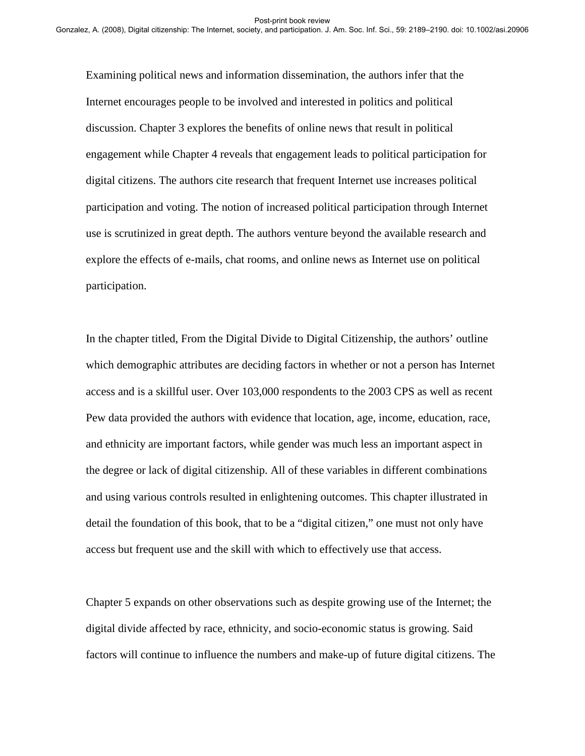Examining political news and information dissemination, the authors infer that the Internet encourages people to be involved and interested in politics and political discussion. Chapter 3 explores the benefits of online news that result in political engagement while Chapter 4 reveals that engagement leads to political participation for digital citizens. The authors cite research that frequent Internet use increases political participation and voting. The notion of increased political participation through Internet use is scrutinized in great depth. The authors venture beyond the available research and explore the effects of e-mails, chat rooms, and online news as Internet use on political participation.

In the chapter titled, From the Digital Divide to Digital Citizenship, the authors' outline which demographic attributes are deciding factors in whether or not a person has Internet access and is a skillful user. Over 103,000 respondents to the 2003 CPS as well as recent Pew data provided the authors with evidence that location, age, income, education, race, and ethnicity are important factors, while gender was much less an important aspect in the degree or lack of digital citizenship. All of these variables in different combinations and using various controls resulted in enlightening outcomes. This chapter illustrated in detail the foundation of this book, that to be a "digital citizen," one must not only have access but frequent use and the skill with which to effectively use that access.

Chapter 5 expands on other observations such as despite growing use of the Internet; the digital divide affected by race, ethnicity, and socio-economic status is growing. Said factors will continue to influence the numbers and make-up of future digital citizens. The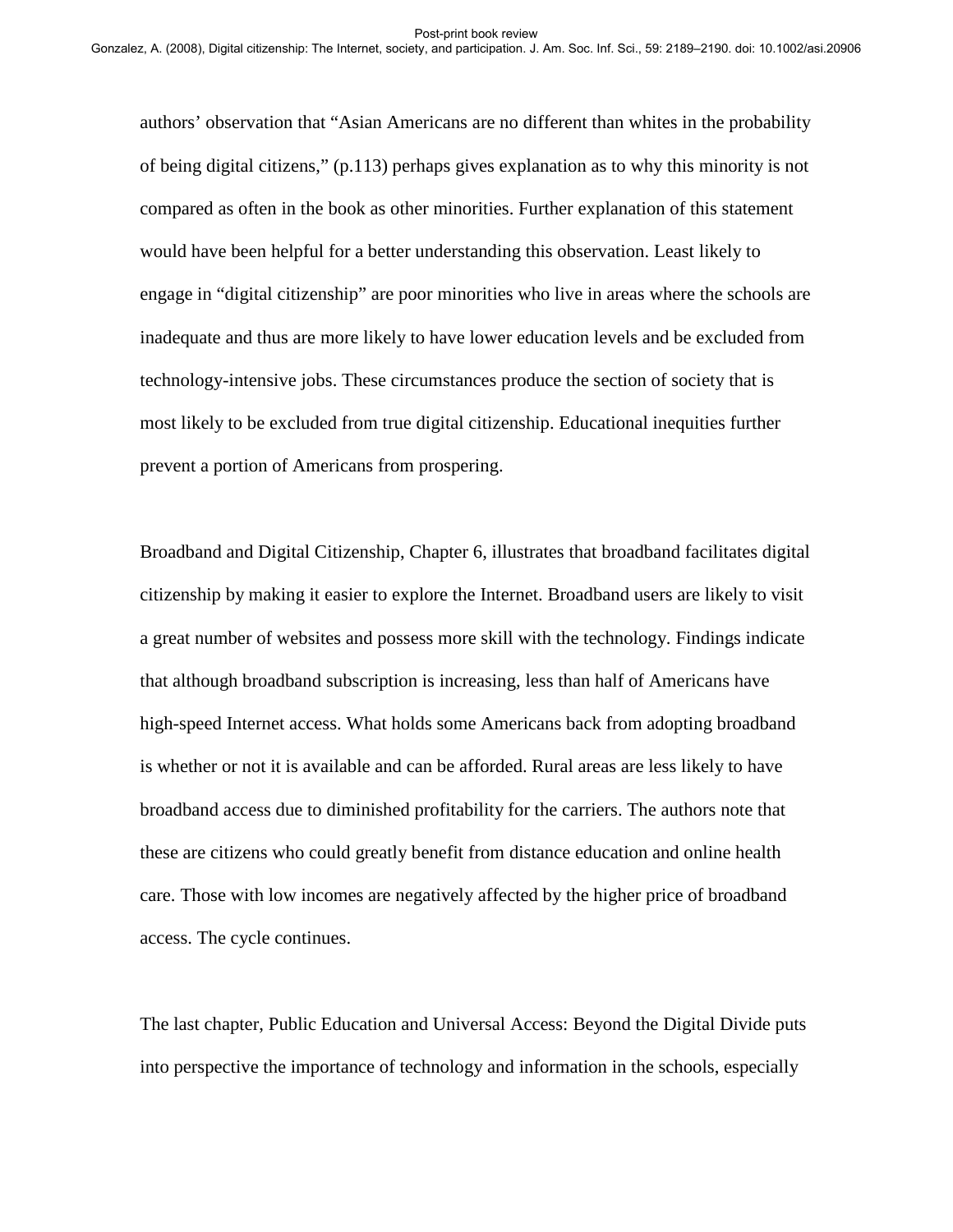authors' observation that "Asian Americans are no different than whites in the probability of being digital citizens," (p.113) perhaps gives explanation as to why this minority is not compared as often in the book as other minorities. Further explanation of this statement would have been helpful for a better understanding this observation. Least likely to engage in "digital citizenship" are poor minorities who live in areas where the schools are inadequate and thus are more likely to have lower education levels and be excluded from technology-intensive jobs. These circumstances produce the section of society that is most likely to be excluded from true digital citizenship. Educational inequities further prevent a portion of Americans from prospering.

Broadband and Digital Citizenship, Chapter 6, illustrates that broadband facilitates digital citizenship by making it easier to explore the Internet. Broadband users are likely to visit a great number of websites and possess more skill with the technology. Findings indicate that although broadband subscription is increasing, less than half of Americans have high-speed Internet access. What holds some Americans back from adopting broadband is whether or not it is available and can be afforded. Rural areas are less likely to have broadband access due to diminished profitability for the carriers. The authors note that these are citizens who could greatly benefit from distance education and online health care. Those with low incomes are negatively affected by the higher price of broadband access. The cycle continues.

The last chapter, Public Education and Universal Access: Beyond the Digital Divide puts into perspective the importance of technology and information in the schools, especially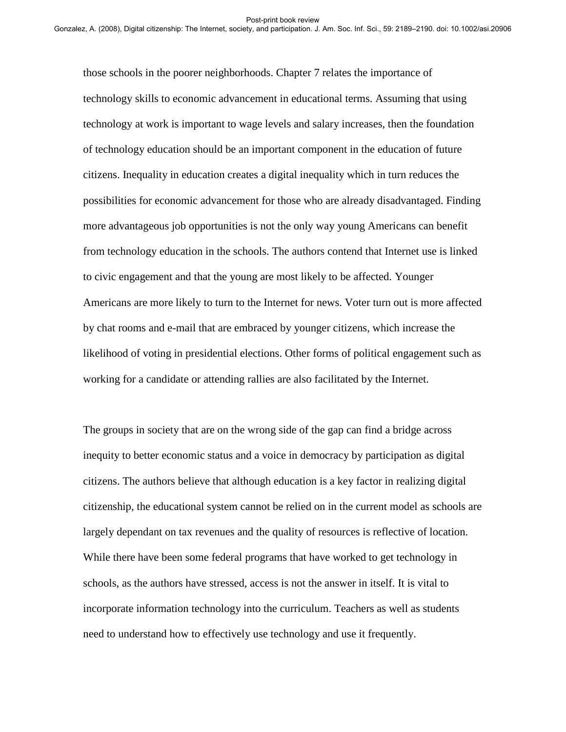those schools in the poorer neighborhoods. Chapter 7 relates the importance of technology skills to economic advancement in educational terms. Assuming that using technology at work is important to wage levels and salary increases, then the foundation of technology education should be an important component in the education of future citizens. Inequality in education creates a digital inequality which in turn reduces the possibilities for economic advancement for those who are already disadvantaged. Finding more advantageous job opportunities is not the only way young Americans can benefit from technology education in the schools. The authors contend that Internet use is linked to civic engagement and that the young are most likely to be affected. Younger Americans are more likely to turn to the Internet for news. Voter turn out is more affected by chat rooms and e-mail that are embraced by younger citizens, which increase the likelihood of voting in presidential elections. Other forms of political engagement such as working for a candidate or attending rallies are also facilitated by the Internet.

The groups in society that are on the wrong side of the gap can find a bridge across inequity to better economic status and a voice in democracy by participation as digital citizens. The authors believe that although education is a key factor in realizing digital citizenship, the educational system cannot be relied on in the current model as schools are largely dependant on tax revenues and the quality of resources is reflective of location. While there have been some federal programs that have worked to get technology in schools, as the authors have stressed, access is not the answer in itself. It is vital to incorporate information technology into the curriculum. Teachers as well as students need to understand how to effectively use technology and use it frequently.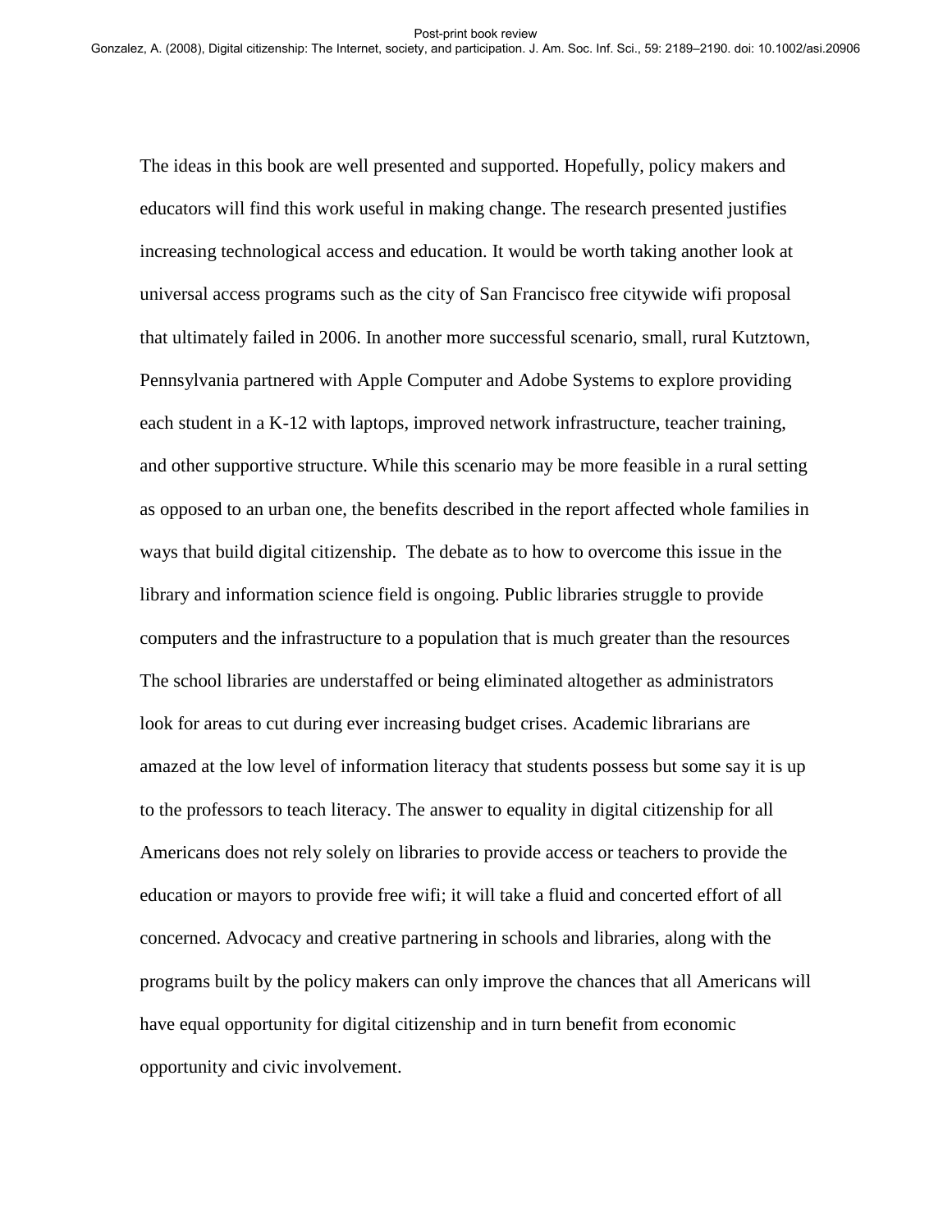The ideas in this book are well presented and supported. Hopefully, policy makers and educators will find this work useful in making change. The research presented justifies increasing technological access and education. It would be worth taking another look at universal access programs such as the city of San Francisco free citywide wifi proposal that ultimately failed in 2006. In another more successful scenario, small, rural Kutztown, Pennsylvania partnered with Apple Computer and Adobe Systems to explore providing each student in a K-12 with laptops, improved network infrastructure, teacher training, and other supportive structure. While this scenario may be more feasible in a rural setting as opposed to an urban one, the benefits described in the report affected whole families in ways that build digital citizenship. The debate as to how to overcome this issue in the library and information science field is ongoing. Public libraries struggle to provide computers and the infrastructure to a population that is much greater than the resources The school libraries are understaffed or being eliminated altogether as administrators look for areas to cut during ever increasing budget crises. Academic librarians are amazed at the low level of information literacy that students possess but some say it is up to the professors to teach literacy. The answer to equality in digital citizenship for all Americans does not rely solely on libraries to provide access or teachers to provide the education or mayors to provide free wifi; it will take a fluid and concerted effort of all concerned. Advocacy and creative partnering in schools and libraries, along with the programs built by the policy makers can only improve the chances that all Americans will have equal opportunity for digital citizenship and in turn benefit from economic opportunity and civic involvement.